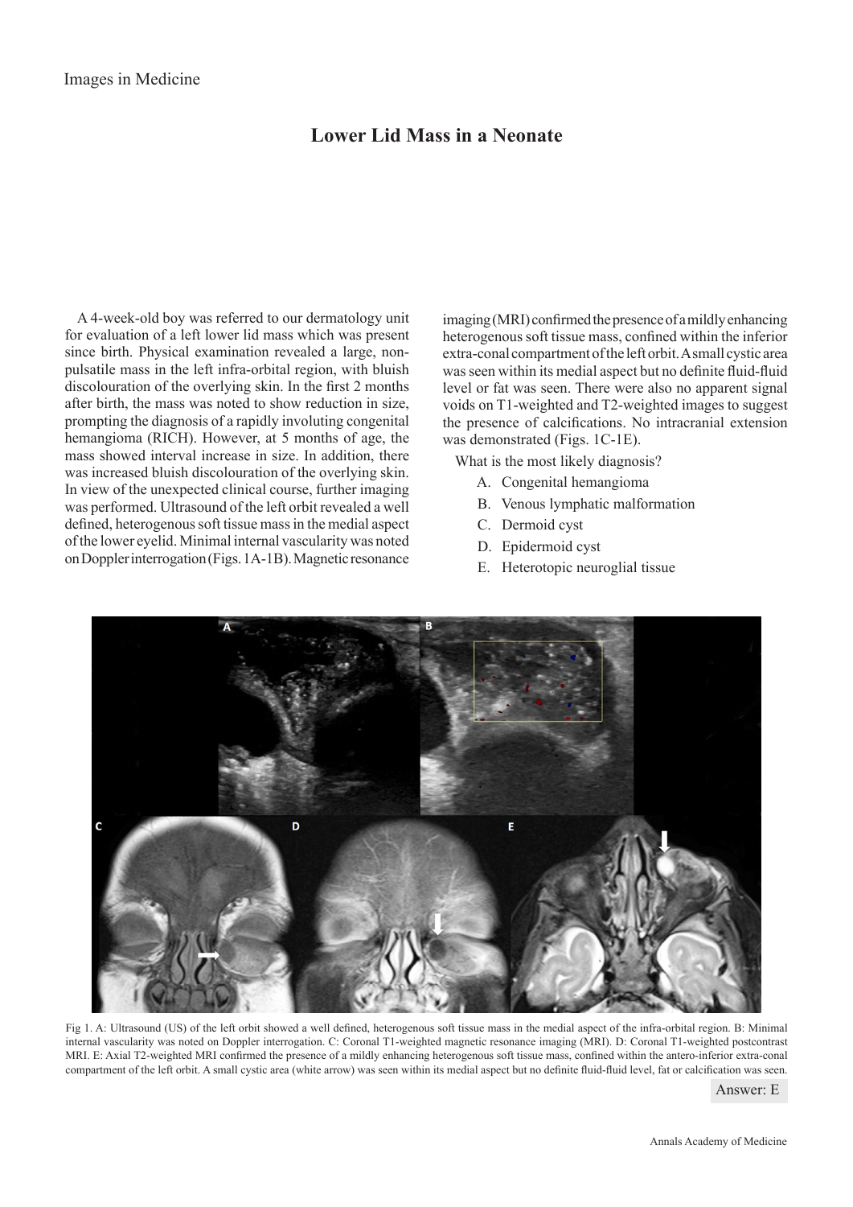Images in Medicine

# Lower Lid Mass in a Neonate

A 4-week-old boy was referred to our dermatology unit for evaluation of a left lower lid mass which was present since birth. Physical examination revealed a large, non-pulsatile mass in the left infra-orbital region, with bluish discolouration of the overlying skin. In the first 2 months after birth, the mass was noted to show reduction in size, prompting the diagnosis of a rapidly involuting congenital hemangioma (RICH). However, at 5 months of age, the mass showed interval increase in size. In addition, there was increased bluish discolouration of the overlying skin. In view of the unexpected clinical course, further imaging was performed. Ultrasound of the left orbit revealed a well defined, heterogenous soft tissue mass in the medial aspect of the lower eyelid. Minimal internal vascularity was noted on Doppler interrogation (Figs. 1A-1B). Magnetic resonance imaging (MRI) confirmed the presence of a mildly enhancing heterogenous soft tissue mass, confined within the inferior extra-conal compartment of the left orbit. A small cystic area was seen within its medial aspect but no definite fluid-fluid level or fat was seen. There were also no apparent signal voids on T1-weighted and T2-weighted images to suggest the presence of calcifications. No intracranial extension was demonstrated (Figs. 1C-1E).

What is the most likely diagnosis?

A. Congenital hemangioma
B. Venous lymphatic malformation
C. Dermoid cyst
D. Epidermoid cyst
E. Heterotopic neuroglial tissue

Fig 1. A: Ultrasound (US) of the left orbit showed a well defined, heterogenous soft tissue mass in the medial aspect of the infra-orbital region. B: Minimal internal vascularity was noted on Doppler interrogation. C: Coronal T1-weighted magnetic resonance imaging (MRI). D: Coronal T1-weighted postcontrast MRI. E: Axial T2-weighted MRI confirmed the presence of a mildly enhancing heterogenous soft tissue mass, confined within the antero-inferior extra-conal compartment of the left orbit. A small cystic area (white arrow) was seen within its medial aspect but no definite fluid-fluid level, fat or calcification was seen.

Answer: E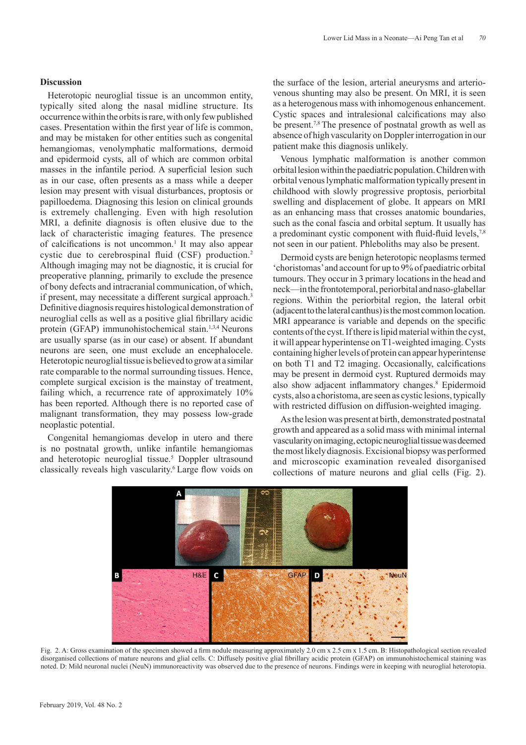## Discussion

Heterotopic neuroglial tissue is an uncommon entity, typically sited along the nasal midline structure. Its occurrence within the orbits is rare, with only few published cases. Presentation within the first year of life is common, and may be mistaken for other entities such as congenital hemangiomas, venolymphatic malformations, dermoid and epidermoid cysts, all of which are common orbital masses in the infantile period. A superficial lesion such as in our case, often presents as a mass while a deeper lesion may present with visual disturbances, proptosis or papilloedema. Diagnosing this lesion on clinical grounds is extremely challenging. Even with high resolution MRI, a definite diagnosis is often elusive due to the lack of characteristic imaging features. The presence of calcifications is not uncommon.[1] It may also appear cystic due to cerebrospinal fluid (CSF) production.[2] Although imaging may not be diagnostic, it is crucial for preoperative planning, primarily to exclude the presence of bony defects and intracranial communication, of which, if present, may necessitate a different surgical approach.[3] Definitive diagnosis requires histological demonstration of neuroglial cells as well as a positive glial fibrillary acidic protein (GFAP) immunohistochemical stain.[1,3,4] Neurons are usually sparse (as in our case) or absent. If abundant neurons are seen, one must exclude an encephalocele. Heterotopic neuroglial tissue is believed to grow at a similar rate comparable to the normal surrounding tissues. Hence, complete surgical excision is the mainstay of treatment, failing which, a recurrence rate of approximately 10% has been reported. Although there is no reported case of malignant transformation, they may possess low-grade neoplastic potential.

Congenital hemangiomas develop in utero and there is no postnatal growth, unlike infantile hemangiomas and heterotopic neuroglial tissue.[5] Doppler ultrasound classically reveals high vascularity.[6] Large flow voids on the surface of the lesion, arterial aneurysms and arterio-venous shunting may also be present. On MRI, it is seen as a heterogeneous mass with inhomogenous enhancement. Cystic spaces and intralesional calcifications may also be present.[7,8] The presence of postnatal growth as well as absence of high vascularity on Doppler interrogation in our patient make this diagnosis unlikely.

Venous lymphatic malformation is another common orbital lesion within the paediatric population. Children with orbital venous lymphatic malformation typically present in childhood with slowly progressive proptosis, periorbital swelling and displacement of globe. It appears on MRI as an enhancing mass that crosses anatomic boundaries, such as the conal fascia and orbital septum. It usually has a predominant cystic component with fluid-fluid levels,[7,8] not seen in our patient. Phleboliths may also be present.

Dermoid cysts are benign heterotopic neoplasms termed 'choristomas' and account for up to 9% of paediatric orbital tumours. They occur in 3 primary locations in the head and neck—in the frontotemporal, periorbital and naso-glabellar regions. Within the periorbital region, the lateral orbit (adjacent to the lateral canthus) is the most common location. MRI appearance is variable and depends on the specific contents of the cyst. If there is lipid material within the cyst, it will appear hyperintense on T1-weighted imaging. Cysts containing higher levels of protein can appear hyperintense on both T1 and T2 imaging. Occasionally, calcifications may be present in dermoid cyst. Ruptured dermoids may also show adjacent inflammatory changes.[8] Epidermoid cysts, also a choristoma, are seen as cystic lesions, typically with restricted diffusion on diffusion-weighted imaging.

As the lesion was present at birth, demonstrated postnatal growth and appeared as a solid mass with minimal internal vascularity on imaging, ectopic neuroglial tissue was deemed the most likely diagnosis. Excisional biopsy was performed and microscopic examination revealed disorganised collections of mature neurons and glial cells (Fig. 2).

Fig. 2. A: Gross examination of the specimen showed a firm nodule measuring approximately 2.0 cm x 2.5 cm x 1.5 cm. B: Histopathological section revealed disorganised collections of mature neurons and glial cells. C: Diffusely positive glial fibrillary acidic protein (GFAP) on immunohistochemical staining was noted. D: Mild neuronal nuclei (NeuN) immunoreactivity was observed due to the presence of neurons. Findings were in keeping with neuroglial heterotopia.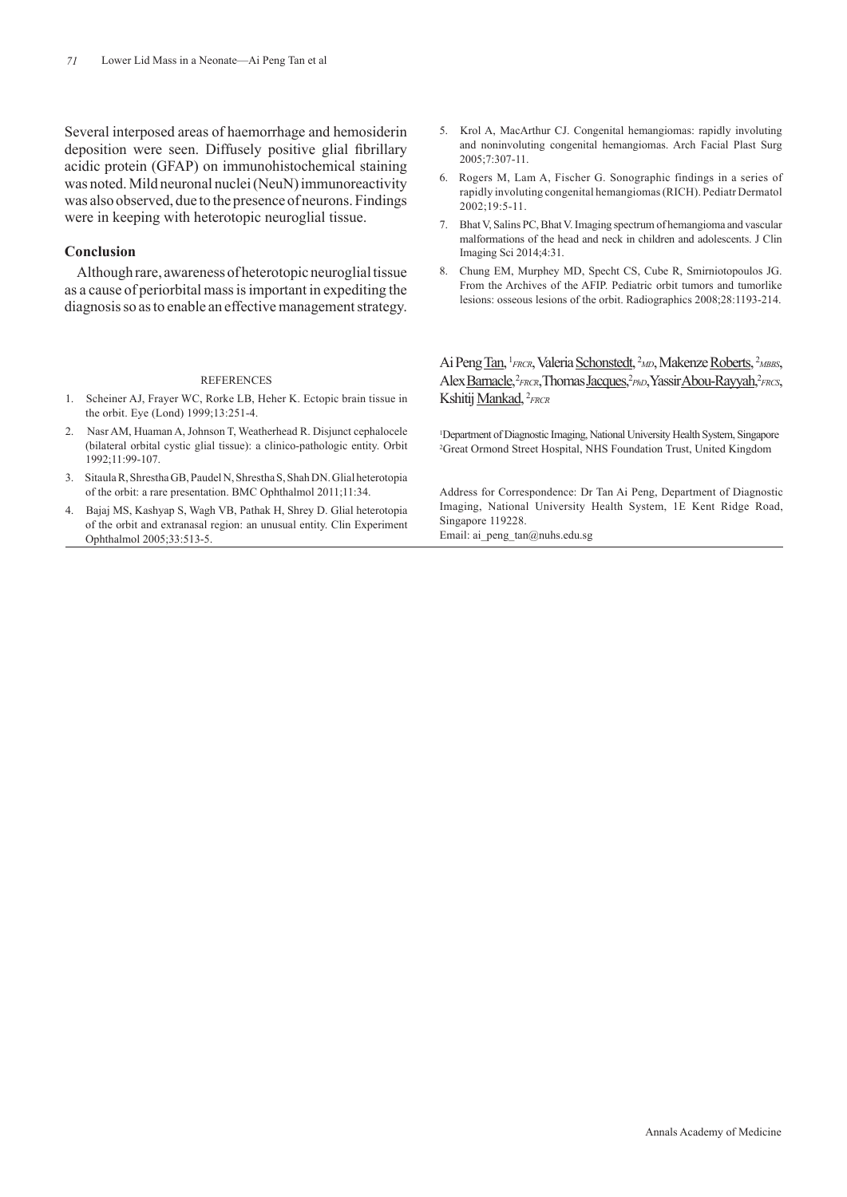Several interposed areas of haemorrhage and hemosiderin deposition were seen. Diffusely positive glial fibrillary acidic protein (GFAP) on immunohistochemical staining was noted. Mild neuronal nuclei (NeuN) immunoreactivity was also observed, due to the presence of neurons. Findings were in keeping with heterotopic neuroglial tissue.

## Conclusion

Although rare, awareness of heterotopic neuroglial tissue as a cause of periorbital mass is important in expediting the diagnosis so as to enable an effective management strategy.

### REFERENCES

1. Scheiner AJ, Frayer WC, Rorke LB, Heher K. Ectopic brain tissue in the orbit. Eye (Lond) 1999;13:251-4.
2. Nasr AM, Huaman A, Johnson T, Weatherhead R. Disjunct cephalocele (bilateral orbital cystic glial tissue): a clinico-pathologic entity. Orbit 1992;11:99-107.
3. Sitaula R, Shrestha GB, Paudel N, Shrestha S, Shah DN. Glial heterotopia of the orbit: a rare presentation. BMC Ophthalmol 2011;11:34.
4. Bajaj MS, Kashyap S, Wagh VB, Pathak H, Shrey D. Glial heterotopia of the orbit and extranasal region: an unusual entity. Clin Experiment Ophthalmol 2005;33:513-5.
5. Krol A, MacArthur CJ. Congenital hemangiomas: rapidly involuting and noninvoluting congenital hemangiomas. Arch Facial Plast Surg 2005;7:307-11.
6. Rogers M, Lam A, Fischer G. Sonographic findings in a series of rapidly involuting congenital hemangiomas (RICH). Pediatr Dermatol 2002;19:5-11.
7. Bhat V, Salins PC, Bhat V. Imaging spectrum of hemangioma and vascular malformations of the head and neck in children and adolescents. J Clin Imaging Sci 2014;4:31.
8. Chung EM, Murphey MD, Specht CS, Cube R, Smirniotopoulos JG. From the Archives of the AFIP. Pediatric orbit tumors and tumorlike lesions: osseous lesions of the orbit. Radiographics 2008;28:1193-214.

Ai Peng Tan, [1] *FRCR*, Valeria Schonstedt, [2] *MD*, Makenze Roberts, [2] *MBBS*, Alex Barnacle, [2] *FRCR*, Thomas Jacques, [2] *PhD*, Yassir Abou-Rayyah, [2] *FRCS*, Kshitij Mankad, [2] *FRCR*

[1] Department of Diagnostic Imaging, National University Health System, Singapore
[2] Great Ormond Street Hospital, NHS Foundation Trust, United Kingdom

Address for Correspondence: Dr Tan Ai Peng, Department of Diagnostic Imaging, National University Health System, 1E Kent Ridge Road, Singapore 119228.
Email: ai_peng_tan@nuhs.edu.sg